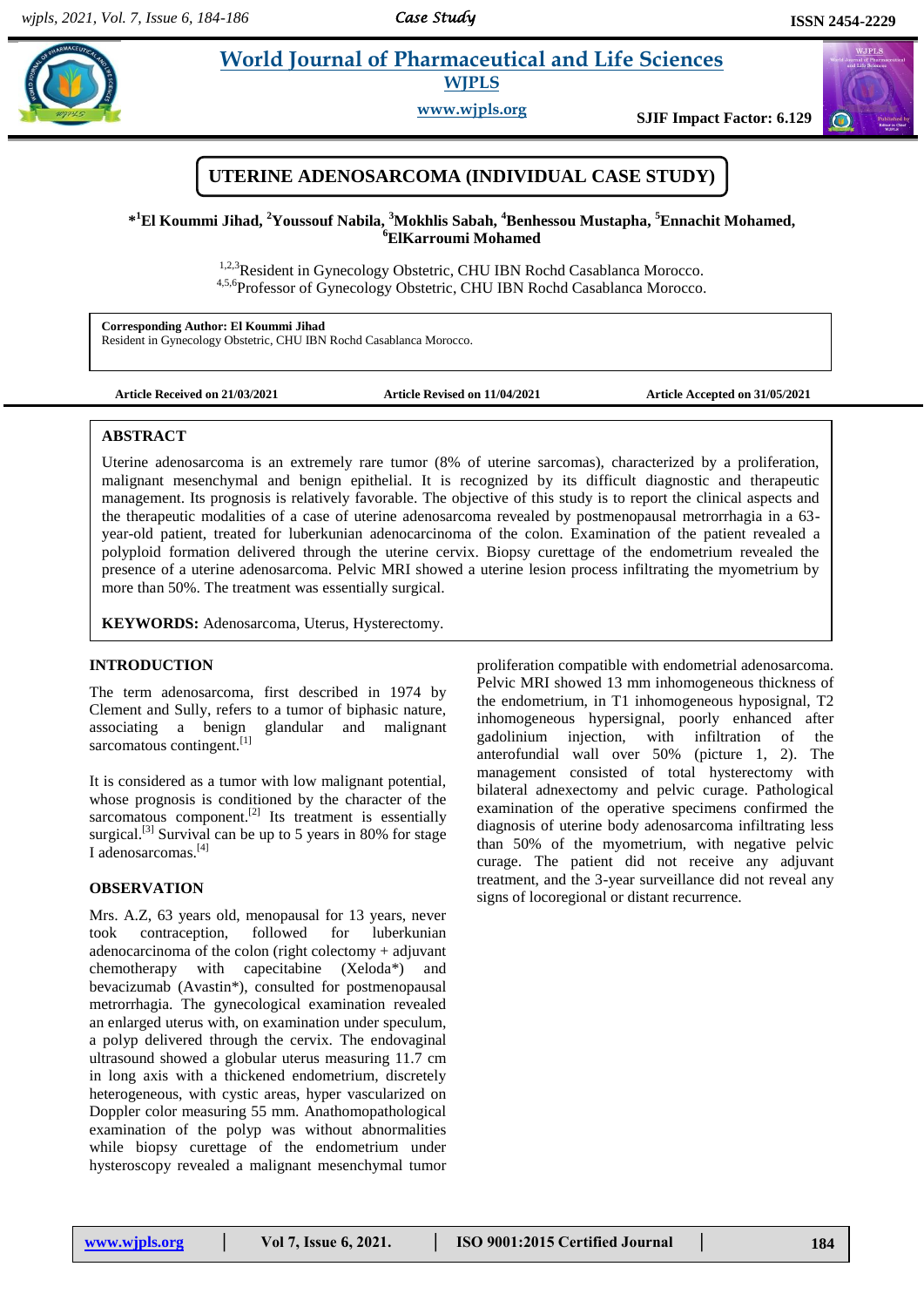# UTERINE ADENOSARCOMA (INDIVIDUAL CASE STUDY)

**\*[1]El Koummi Jihad, [2]Youssouf Nabila, [3]Mokhlis Sabah, [4]Benhessou Mustapha, [5]Ennachit Mohamed, [6]ElKarroumi Mohamed**

[1,2,3]Resident in Gynecology Obstetric, CHU IBN Rochd Casablanca Morocco.
[4,5,6]Professor of Gynecology Obstetric, CHU IBN Rochd Casablanca Morocco.

**Corresponding Author: El Koummi Jihad**
Resident in Gynecology Obstetric, CHU IBN Rochd Casablanca Morocco.

**Article Received on 21/03/2021** **Article Revised on 11/04/2021** **Article Accepted on 31/05/2021**

## ABSTRACT

Uterine adenosarcoma is an extremely rare tumor (8% of uterine sarcomas), characterized by a proliferation, malignant mesenchymal and benign epithelial. It is recognized by its difficult diagnostic and therapeutic management. Its prognosis is relatively favorable. The objective of this study is to report the clinical aspects and the therapeutic modalities of a case of uterine adenosarcoma revealed by postmenopausal metrorrhagia in a 63-year-old patient, treated for luberkunian adenocarcinoma of the colon. Examination of the patient revealed a polyploid formation delivered through the uterine cervix. Biopsy curettage of the endometrium revealed the presence of a uterine adenosarcoma. Pelvic MRI showed a uterine lesion process infiltrating the myometrium by more than 50%. The treatment was essentially surgical.

**KEYWORDS:** Adenosarcoma, Uterus, Hysterectomy.

## INTRODUCTION

The term adenosarcoma, first described in 1974 by Clement and Sully, refers to a tumor of biphasic nature, associating a benign glandular and malignant sarcomatous contingent.[1]

It is considered as a tumor with low malignant potential, whose prognosis is conditioned by the character of the sarcomatous component.[2] Its treatment is essentially surgical.[3] Survival can be up to 5 years in 80% for stage I adenosarcomas.[4]

## OBSERVATION

Mrs. A.Z, 63 years old, menopausal for 13 years, never took contraception, followed for luberkunian adenocarcinoma of the colon (right colectomy + adjuvant chemotherapy with capecitabine (Xeloda\*) and bevacizumab (Avastin\*), consulted for postmenopausal metrorrhagia. The gynecological examination revealed an enlarged uterus with, on examination under speculum, a polyp delivered through the cervix. The endovaginal ultrasound showed a globular uterus measuring 11.7 cm in long axis with a thickened endometrium, discretely heterogeneous, with cystic areas, hyper vascularized on Doppler color measuring 55 mm. Anathomopathological examination of the polyp was without abnormalities while biopsy curettage of the endometrium under hysteroscopy revealed a malignant mesenchymal tumor proliferation compatible with endometrial adenosarcoma. Pelvic MRI showed 13 mm inhomogeneous thickness of the endometrium, in T1 inhomogeneous hyposignal, T2 inhomogeneous hypersignal, poorly enhanced after gadolinium injection, with infiltration of the anterofundial wall over 50% (picture 1, 2). The management consisted of total hysterectomy with bilateral adnexectomy and pelvic curage. Pathological examination of the operative specimens confirmed the diagnosis of uterine body adenosarcoma infiltrating less than 50% of the myometrium, with negative pelvic curage. The patient did not receive any adjuvant treatment, and the 3-year surveillance did not reveal any signs of locoregional or distant recurrence.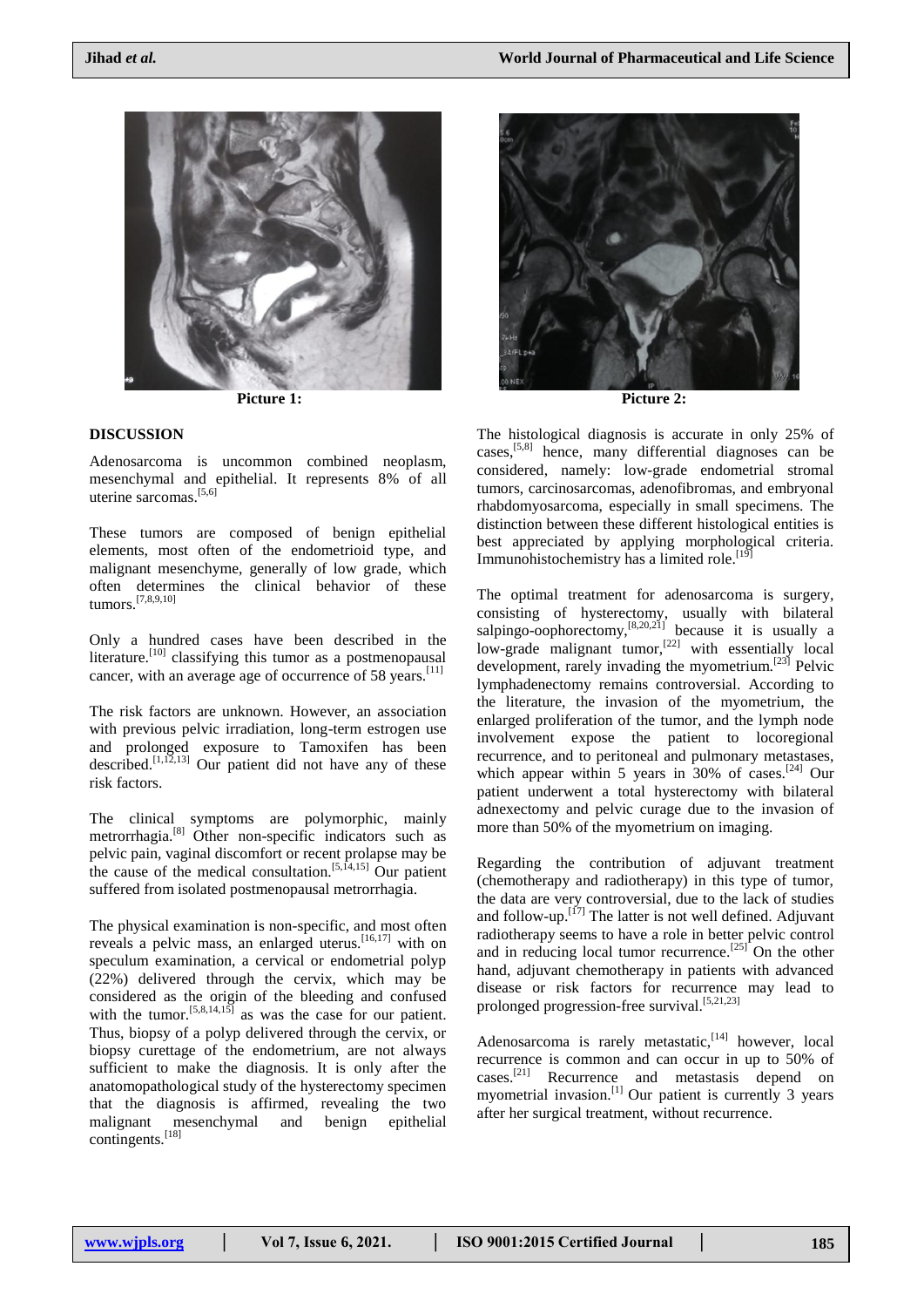Picture 1:

Picture 2:

## DISCUSSION

Adenosarcoma is uncommon combined neoplasm, mesenchymal and epithelial. It represents 8% of all uterine sarcomas.[5,6]

These tumors are composed of benign epithelial elements, most often of the endometrioid type, and malignant mesenchyme, generally of low grade, which often determines the clinical behavior of these tumors.[7,8,9,10]

Only a hundred cases have been described in the literature.[10] classifying this tumor as a postmenopausal cancer, with an average age of occurrence of 58 years.[11]

The risk factors are unknown. However, an association with previous pelvic irradiation, long-term estrogen use and prolonged exposure to Tamoxifen has been described.[1,12,13] Our patient did not have any of these risk factors.

The clinical symptoms are polymorphic, mainly metrorrhagia.[8] Other non-specific indicators such as pelvic pain, vaginal discomfort or recent prolapse may be the cause of the medical consultation.[5,14,15] Our patient suffered from isolated postmenopausal metrorrhagia.

The physical examination is non-specific, and most often reveals a pelvic mass, an enlarged uterus.[16,17] with on speculum examination, a cervical or endometrial polyp (22%) delivered through the cervix, which may be considered as the origin of the bleeding and confused with the tumor.[5,8,14,15] as was the case for our patient. Thus, biopsy of a polyp delivered through the cervix, or biopsy curettage of the endometrium, are not always sufficient to make the diagnosis. It is only after the anatomopathological study of the hysterectomy specimen that the diagnosis is affirmed, revealing the two malignant mesenchymal and benign epithelial contingents.[18]

The histological diagnosis is accurate in only 25% of cases,[5,8] hence, many differential diagnoses can be considered, namely: low-grade endometrial stromal tumors, carcinosarcomas, adenofibromas, and embryonal rhabdomyosarcoma, especially in small specimens. The distinction between these different histological entities is best appreciated by applying morphological criteria. Immunohistochemistry has a limited role.[19]

The optimal treatment for adenosarcoma is surgery, consisting of hysterectomy, usually with bilateral salpingo-oophorectomy,[8,20,21] because it is usually a low-grade malignant tumor,[22] with essentially local development, rarely invading the myometrium.[23] Pelvic lymphadenectomy remains controversial. According to the literature, the invasion of the myometrium, the enlarged proliferation of the tumor, and the lymph node involvement expose the patient to locoregional recurrence, and to peritoneal and pulmonary metastases, which appear within 5 years in 30% of cases.[24] Our patient underwent a total hysterectomy with bilateral adnexectomy and pelvic curage due to the invasion of more than 50% of the myometrium on imaging.

Regarding the contribution of adjuvant treatment (chemotherapy and radiotherapy) in this type of tumor, the data are very controversial, due to the lack of studies and follow-up.[17] The latter is not well defined. Adjuvant radiotherapy seems to have a role in better pelvic control and in reducing local tumor recurrence.[25] On the other hand, adjuvant chemotherapy in patients with advanced disease or risk factors for recurrence may lead to prolonged progression-free survival.[5,21,23]

Adenosarcoma is rarely metastatic,[14] however, local recurrence is common and can occur in up to 50% of cases.[21] Recurrence and metastasis depend on myometrial invasion.[1] Our patient is currently 3 years after her surgical treatment, without recurrence.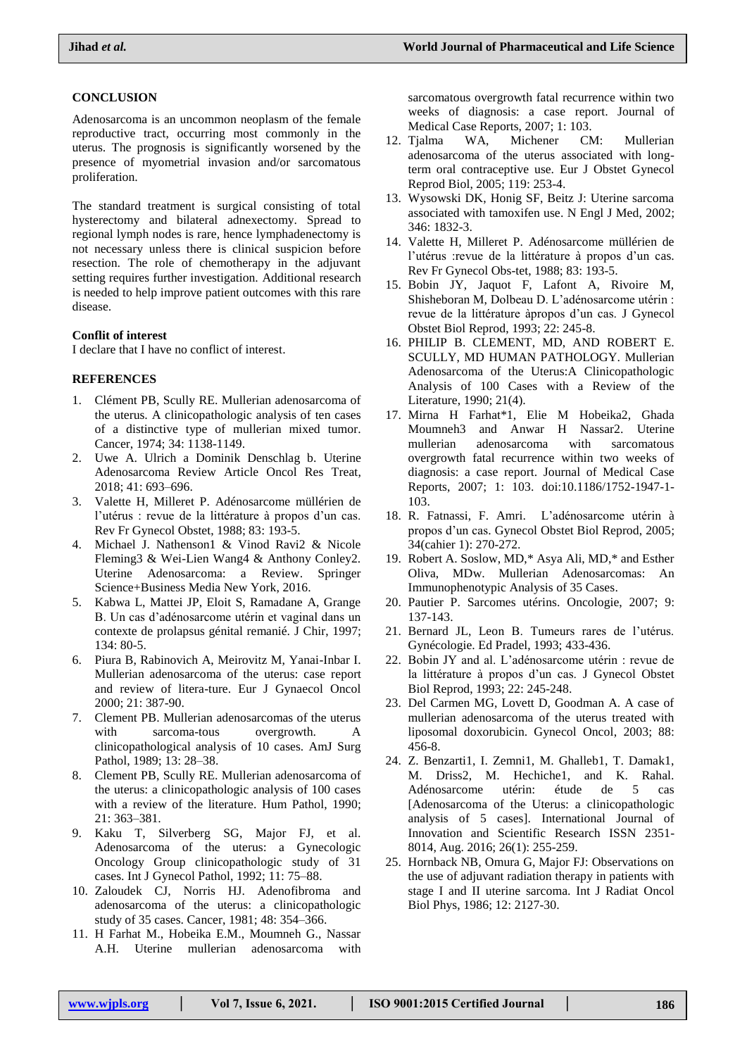## CONCLUSION

Adenosarcoma is an uncommon neoplasm of the female reproductive tract, occurring most commonly in the uterus. The prognosis is significantly worsened by the presence of myometrial invasion and/or sarcomatous proliferation.

The standard treatment is surgical consisting of total hysterectomy and bilateral adnexectomy. Spread to regional lymph nodes is rare, hence lymphadenectomy is not necessary unless there is clinical suspicion before resection. The role of chemotherapy in the adjuvant setting requires further investigation. Additional research is needed to help improve patient outcomes with this rare disease.

### Conflit of interest

I declare that I have no conflict of interest.

## REFERENCES

1. Clément PB, Scully RE. Mullerian adenosarcoma of the uterus. A clinicopathologic analysis of ten cases of a distinctive type of mullerian mixed tumor. Cancer, 1974; 34: 1138-1149.
2. Uwe A. Ulrich a Dominik Denschlag b. Uterine Adenosarcoma Review Article Oncol Res Treat, 2018; 41: 693–696.
3. Valette H, Milleret P. Adénosarcome müllérien de l'utérus : revue de la littérature à propos d'un cas. Rev Fr Gynecol Obstet, 1988; 83: 193-5.
4. Michael J. Nathenson1 & Vinod Ravi2 & Nicole Fleming3 & Wei-Lien Wang4 & Anthony Conley2. Uterine Adenosarcoma: a Review. Springer Science+Business Media New York, 2016.
5. Kabwa L, Mattei JP, Eloit S, Ramadane A, Grange B. Un cas d'adénosarcome utérin et vaginal dans un contexte de prolapsus génital remanié. J Chir, 1997; 134: 80-5.
6. Piura B, Rabinovich A, Meirovitz M, Yanai-Inbar I. Mullerian adenosarcoma of the uterus: case report and review of litera-ture. Eur J Gynaecol Oncol 2000; 21: 387-90.
7. Clement PB. Mullerian adenosarcomas of the uterus with sarcoma-tous overgrowth. A clinicopathological analysis of 10 cases. AmJ Surg Pathol, 1989; 13: 28–38.
8. Clement PB, Scully RE. Mullerian adenosarcoma of the uterus: a clinicopathologic analysis of 100 cases with a review of the literature. Hum Pathol, 1990; 21: 363–381.
9. Kaku T, Silverberg SG, Major FJ, et al. Adenosarcoma of the uterus: a Gynecologic Oncology Group clinicopathologic study of 31 cases. Int J Gynecol Pathol, 1992; 11: 75–88.
10. Zaloudek CJ, Norris HJ. Adenofibroma and adenosarcoma of the uterus: a clinicopathologic study of 35 cases. Cancer, 1981; 48: 354–366.
11. H Farhat M., Hobeika E.M., Moumneh G., Nassar A.H. Uterine mullerian adenosarcoma with sarcomatous overgrowth fatal recurrence within two weeks of diagnosis: a case report. Journal of Medical Case Reports, 2007; 1: 103.
12. Tjalma WA, Michener CM: Mullerian adenosarcoma of the uterus associated with long-term oral contraceptive use. Eur J Obstet Gynecol Reprod Biol, 2005; 119: 253-4.
13. Wysowski DK, Honig SF, Beitz J: Uterine sarcoma associated with tamoxifen use. N Engl J Med, 2002; 346: 1832-3.
14. Valette H, Milleret P. Adénosarcome müllérien de l'utérus :revue de la littérature à propos d'un cas. Rev Fr Gynecol Obs-tet, 1988; 83: 193-5.
15. Bobin JY, Jaquot F, Lafont A, Rivoire M, Shisheboran M, Dolbeau D. L'adénosarcome utérin : revue de la littérature àpropos d'un cas. J Gynecol Obstet Biol Reprod, 1993; 22: 245-8.
16. PHILIP B. CLEMENT, MD, AND ROBERT E. SCULLY, MD HUMAN PATHOLOGY. Mullerian Adenosarcoma of the Uterus:A Clinicopathologic Analysis of 100 Cases with a Review of the Literature, 1990; 21(4).
17. Mirna H Farhat*1, Elie M Hobeika2, Ghada Moumneh3 and Anwar H Nassar2. Uterine mullerian adenosarcoma with sarcomatous overgrowth fatal recurrence within two weeks of diagnosis: a case report. Journal of Medical Case Reports, 2007; 1: 103. doi:10.1186/1752-1947-1-103.
18. R. Fatnassi, F. Amri. L'adénosarcome utérin à propos d'un cas. Gynecol Obstet Biol Reprod, 2005; 34(cahier 1): 270-272.
19. Robert A. Soslow, MD,* Asya Ali, MD,* and Esther Oliva, MDw. Mullerian Adenosarcomas: An Immunophenotypic Analysis of 35 Cases.
20. Pautier P. Sarcomes utérins. Oncologie, 2007; 9: 137-143.
21. Bernard JL, Leon B. Tumeurs rares de l'utérus. Gynécologie. Ed Pradel, 1993; 433-436.
22. Bobin JY and al. L'adénosarcome utérin : revue de la littérature à propos d'un cas. J Gynecol Obstet Biol Reprod, 1993; 22: 245-248.
23. Del Carmen MG, Lovett D, Goodman A. A case of mullerian adenosarcoma of the uterus treated with liposomal doxorubicin. Gynecol Oncol, 2003; 88: 456-8.
24. Z. Benzarti1, I. Zemni1, M. Ghalleb1, T. Damak1, M. Driss2, M. Hechiche1, and K. Rahal. Adénosarcome utérin: étude de 5 cas [Adenosarcoma of the Uterus: a clinicopathologic analysis of 5 cases]. International Journal of Innovation and Scientific Research ISSN 2351-8014, Aug. 2016; 26(1): 255-259.
25. Hornback NB, Omura G, Major FJ: Observations on the use of adjuvant radiation therapy in patients with stage I and II uterine sarcoma. Int J Radiat Oncol Biol Phys, 1986; 12: 2127-30.